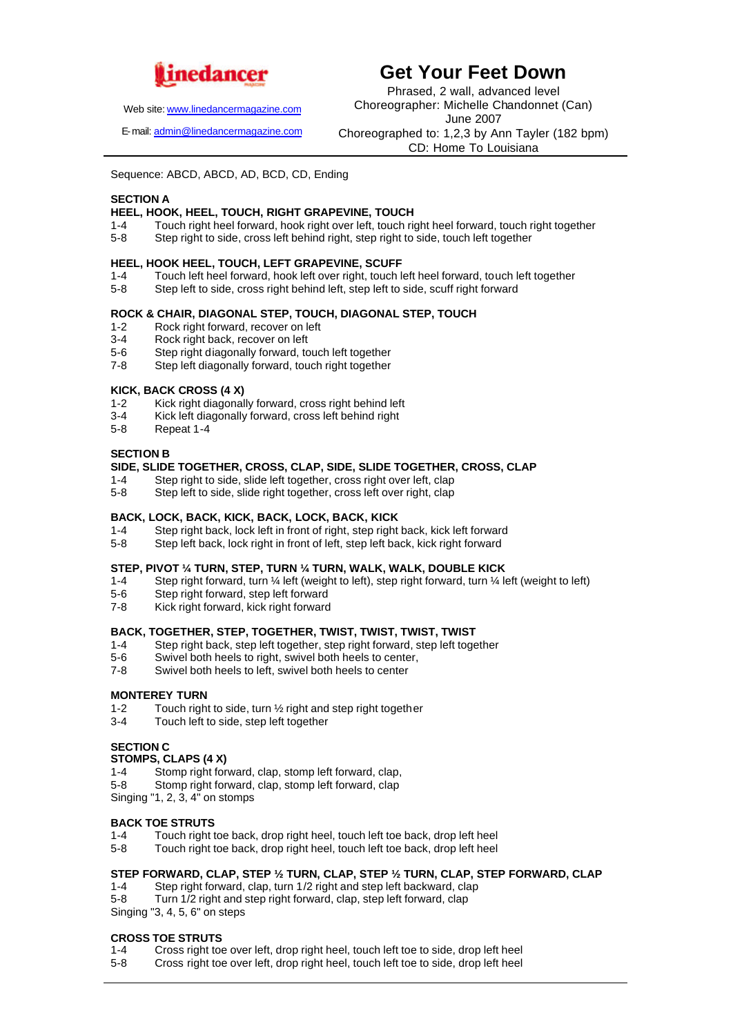# Get Your Feet Down

Linedancer

Web site: www.linedancermagazine.com

E-mail: admin@linedancermagazine.com

Phrased, 2 wall, advanced level
Choreographer: Michelle Chandonnet (Can)
June 2007
Choreographed to: 1,2,3 by Ann Tayler (182 bpm)
CD: Home To Louisiana

---

Sequence: ABCD, ABCD, AD, BCD, CD, Ending

## SECTION A

**HEEL, HOOK, HEEL, TOUCH, RIGHT GRAPEVINE, TOUCH**

1-4 Touch right heel forward, hook right over left, touch right heel forward, touch right together
5-8 Step right to side, cross left behind right, step right to side, touch left together

**HEEL, HOOK HEEL, TOUCH, LEFT GRAPEVINE, SCUFF**

1-4 Touch left heel forward, hook left over right, touch left heel forward, touch left together
5-8 Step left to side, cross right behind left, step left to side, scuff right forward

**ROCK & CHAIR, DIAGONAL STEP, TOUCH, DIAGONAL STEP, TOUCH**

1-2 Rock right forward, recover on left
3-4 Rock right back, recover on left
5-6 Step right diagonally forward, touch left together
7-8 Step left diagonally forward, touch right together

**KICK, BACK CROSS (4 X)**

1-2 Kick right diagonally forward, cross right behind left
3-4 Kick left diagonally forward, cross left behind right
5-8 Repeat 1-4

## SECTION B

**SIDE, SLIDE TOGETHER, CROSS, CLAP, SIDE, SLIDE TOGETHER, CROSS, CLAP**

1-4 Step right to side, slide left together, cross right over left, clap
5-8 Step left to side, slide right together, cross left over right, clap

**BACK, LOCK, BACK, KICK, BACK, LOCK, BACK, KICK**

1-4 Step right back, lock left in front of right, step right back, kick left forward
5-8 Step left back, lock right in front of left, step left back, kick right forward

**STEP, PIVOT ¼ TURN, STEP, TURN ¼ TURN, WALK, WALK, DOUBLE KICK**

1-4 Step right forward, turn ¼ left (weight to left), step right forward, turn ¼ left (weight to left)
5-6 Step right forward, step left forward
7-8 Kick right forward, kick right forward

**BACK, TOGETHER, STEP, TOGETHER, TWIST, TWIST, TWIST, TWIST**

1-4 Step right back, step left together, step right forward, step left together
5-6 Swivel both heels to right, swivel both heels to center,
7-8 Swivel both heels to left, swivel both heels to center

**MONTEREY TURN**

1-2 Touch right to side, turn ½ right and step right together
3-4 Touch left to side, step left together

## SECTION C

**STOMPS, CLAPS (4 X)**

1-4 Stomp right forward, clap, stomp left forward, clap,
5-8 Stomp right forward, clap, stomp left forward, clap
Singing "1, 2, 3, 4" on stomps

**BACK TOE STRUTS**

1-4 Touch right toe back, drop right heel, touch left toe back, drop left heel
5-8 Touch right toe back, drop right heel, touch left toe back, drop left heel

**STEP FORWARD, CLAP, STEP ½ TURN, CLAP, STEP ½ TURN, CLAP, STEP FORWARD, CLAP**

1-4 Step right forward, clap, turn 1/2 right and step left backward, clap
5-8 Turn 1/2 right and step right forward, clap, step left forward, clap
Singing "3, 4, 5, 6" on steps

**CROSS TOE STRUTS**

1-4 Cross right toe over left, drop right heel, touch left toe to side, drop left heel
5-8 Cross right toe over left, drop right heel, touch left toe to side, drop left heel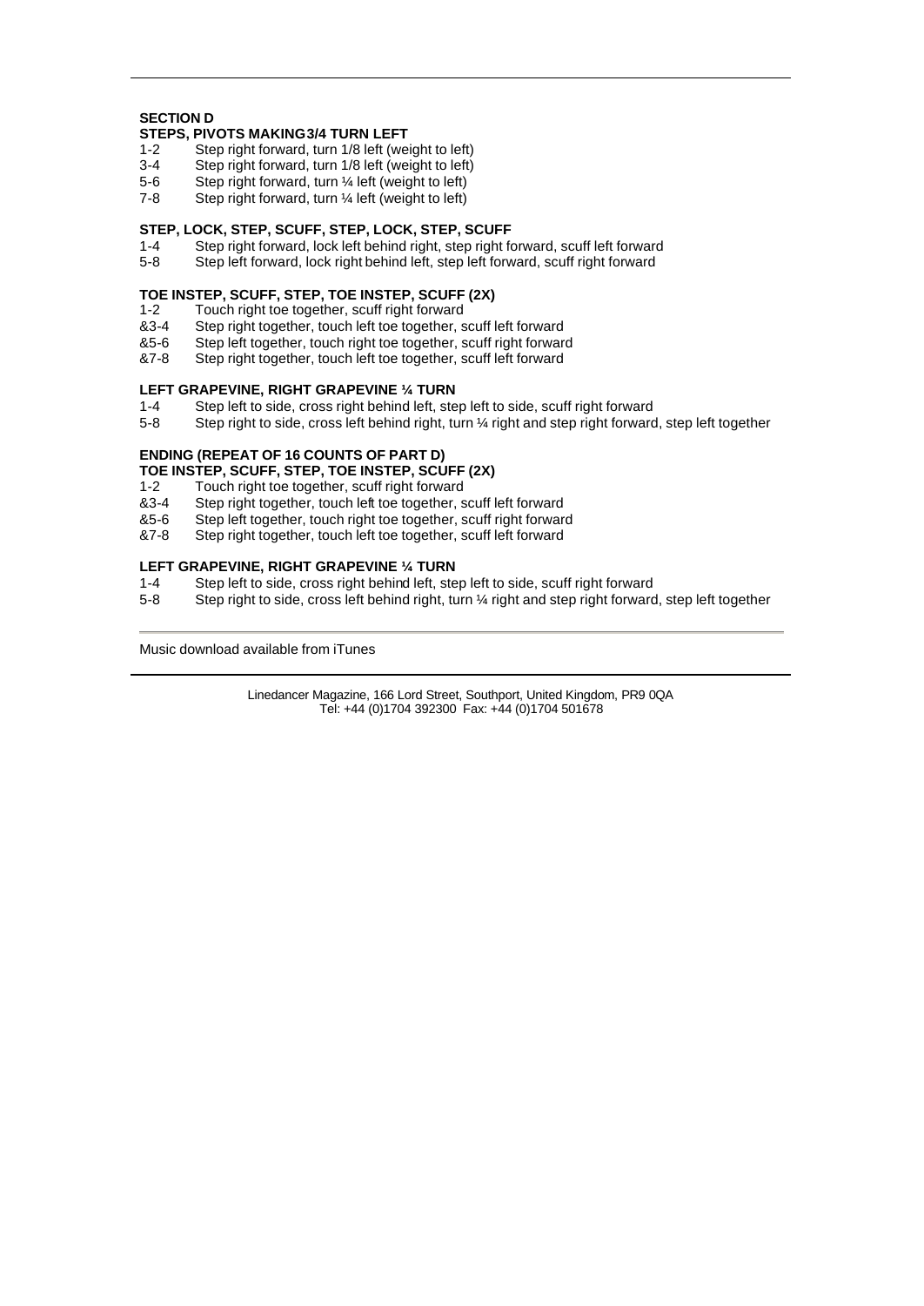**SECTION D**

**STEPS, PIVOTS MAKING3/4 TURN LEFT**

1-2 Step right forward, turn 1/8 left (weight to left)
3-4 Step right forward, turn 1/8 left (weight to left)
5-6 Step right forward, turn ¼ left (weight to left)
7-8 Step right forward, turn ¼ left (weight to left)

**STEP, LOCK, STEP, SCUFF, STEP, LOCK, STEP, SCUFF**

1-4 Step right forward, lock left behind right, step right forward, scuff left forward
5-8 Step left forward, lock right behind left, step left forward, scuff right forward

**TOE INSTEP, SCUFF, STEP, TOE INSTEP, SCUFF (2X)**

1-2 Touch right toe together, scuff right forward
&3-4 Step right together, touch left toe together, scuff left forward
&5-6 Step left together, touch right toe together, scuff right forward
&7-8 Step right together, touch left toe together, scuff left forward

**LEFT GRAPEVINE, RIGHT GRAPEVINE ¼ TURN**

1-4 Step left to side, cross right behind left, step left to side, scuff right forward
5-8 Step right to side, cross left behind right, turn ¼ right and step right forward, step left together

**ENDING (REPEAT OF 16 COUNTS OF PART D)**

**TOE INSTEP, SCUFF, STEP, TOE INSTEP, SCUFF (2X)**

1-2 Touch right toe together, scuff right forward
&3-4 Step right together, touch left toe together, scuff left forward
&5-6 Step left together, touch right toe together, scuff right forward
&7-8 Step right together, touch left toe together, scuff left forward

**LEFT GRAPEVINE, RIGHT GRAPEVINE ¼ TURN**

1-4 Step left to side, cross right behind left, step left to side, scuff right forward
5-8 Step right to side, cross left behind right, turn ¼ right and step right forward, step left together

---

Music download available from iTunes

Linedancer Magazine, 166 Lord Street, Southport, United Kingdom, PR9 0QA
Tel: +44 (0)1704 392300 Fax: +44 (0)1704 501678